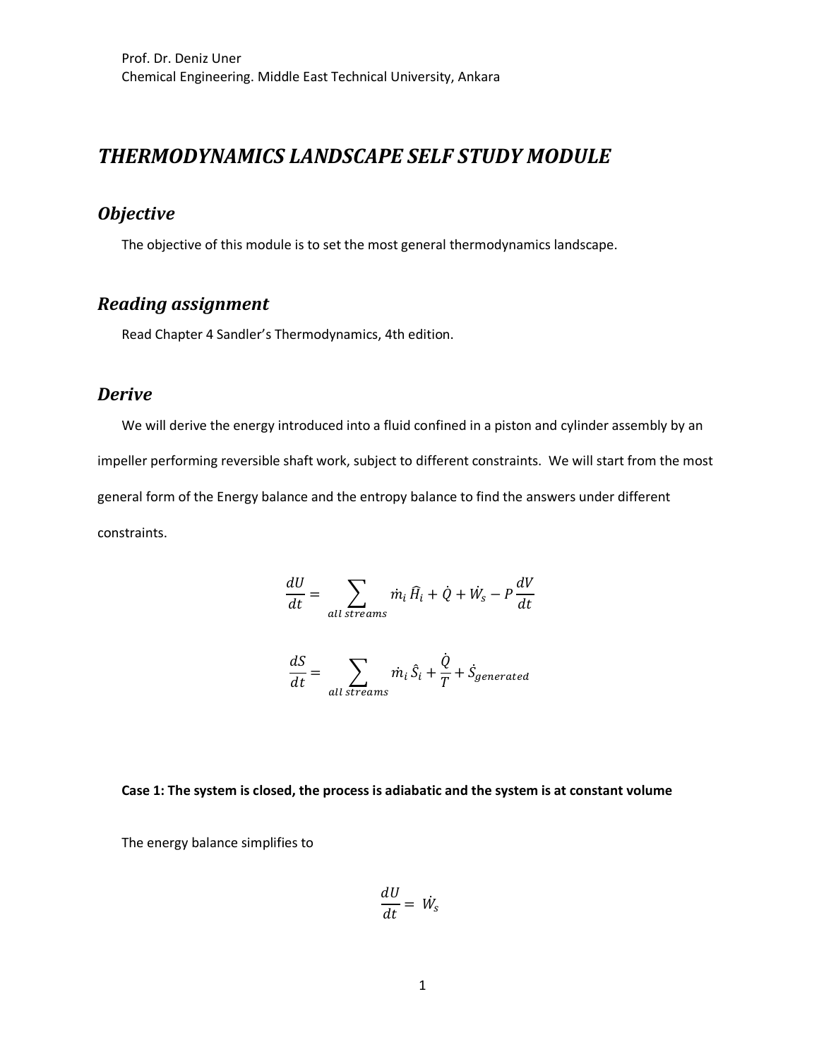Prof. Dr. Deniz Uner
Chemical Engineering. Middle East Technical University, Ankara

# *THERMODYNAMICS LANDSCAPE SELF STUDY MODULE*

## *Objective*

The objective of this module is to set the most general thermodynamics landscape.

## *Reading assignment*

Read Chapter 4 Sandler's Thermodynamics, 4th edition.

## *Derive*

We will derive the energy introduced into a fluid confined in a piston and cylinder assembly by an impeller performing reversible shaft work, subject to different constraints. We will start from the most general form of the Energy balance and the entropy balance to find the answers under different constraints.

$$\frac{dU}{dt} = \sum_{all\ streams} \dot{m}_i \widehat{H}_i + \dot{Q} + \dot{W}_s - P\frac{dV}{dt}$$

$$\frac{dS}{dt} = \sum_{all\ streams} \dot{m}_i \hat{S}_i + \frac{\dot{Q}}{T} + \dot{S}_{generated}$$

**Case 1: The system is closed, the process is adiabatic and the system is at constant volume**

The energy balance simplifies to

$$\frac{dU}{dt} = \dot{W}_s$$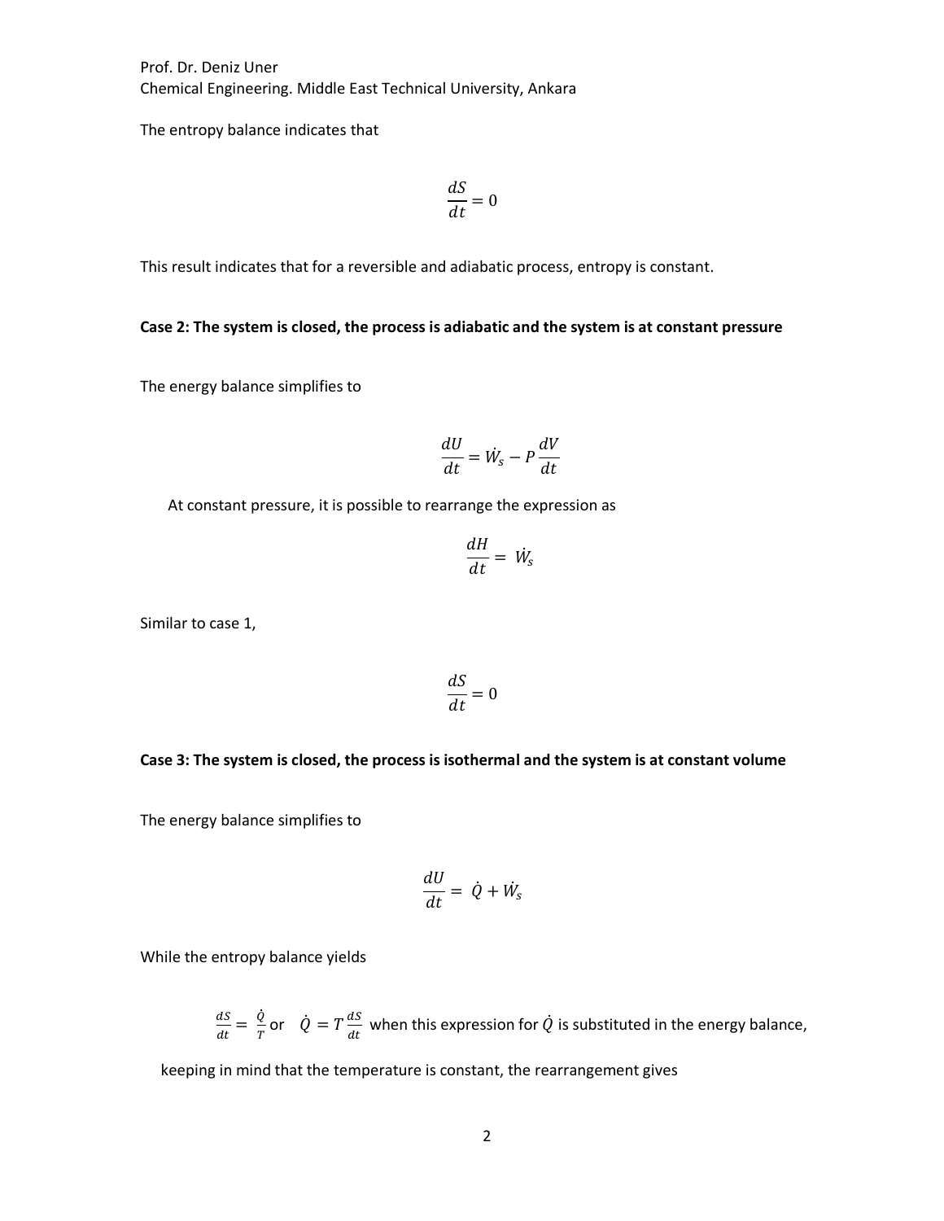The entropy balance indicates that

$$\frac{dS}{dt} = 0$$

This result indicates that for a reversible and adiabatic process, entropy is constant.

**Case 2: The system is closed, the process is adiabatic and the system is at constant pressure**

The energy balance simplifies to

$$\frac{dU}{dt} = \dot{W}_s - P\frac{dV}{dt}$$

At constant pressure, it is possible to rearrange the expression as

$$\frac{dH}{dt} = \dot{W}_s$$

Similar to case 1,

$$\frac{dS}{dt} = 0$$

**Case 3: The system is closed, the process is isothermal and the system is at constant volume**

The energy balance simplifies to

$$\frac{dU}{dt} = \dot{Q} + \dot{W}_s$$

While the entropy balance yields

$\frac{dS}{dt} = \frac{\dot{Q}}{T}$ or $\dot{Q} = T\frac{dS}{dt}$ when this expression for $\dot{Q}$ is substituted in the energy balance,

keeping in mind that the temperature is constant, the rearrangement gives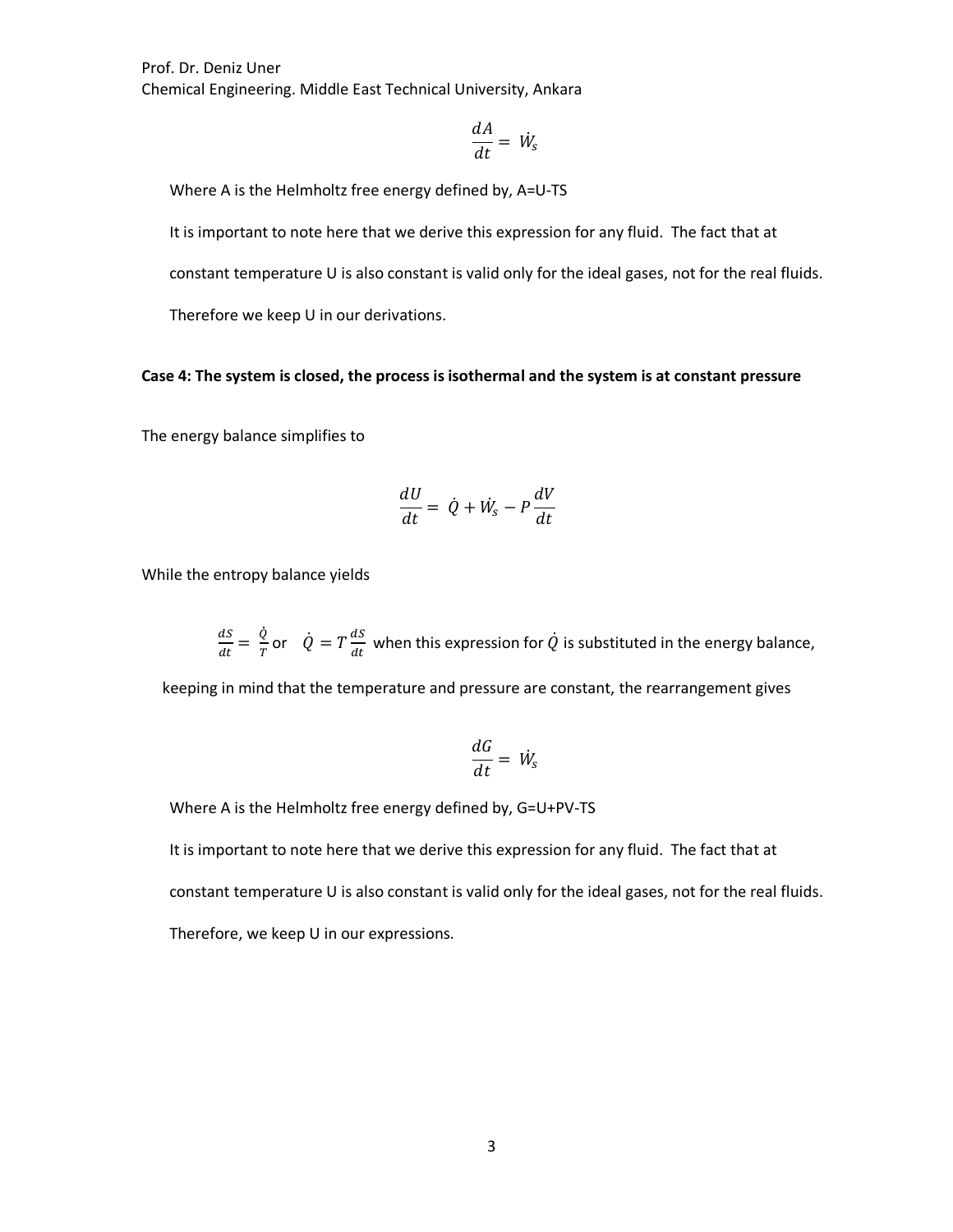$$\frac{dA}{dt} = \dot{W}_s$$

Where A is the Helmholtz free energy defined by, A=U-TS

It is important to note here that we derive this expression for any fluid. The fact that at constant temperature U is also constant is valid only for the ideal gases, not for the real fluids. Therefore we keep U in our derivations.

**Case 4: The system is closed, the process is isothermal and the system is at constant pressure**

The energy balance simplifies to

$$\frac{dU}{dt} = \dot{Q} + \dot{W}_s - P\frac{dV}{dt}$$

While the entropy balance yields

$\frac{dS}{dt} = \frac{\dot{Q}}{T}$ or $\dot{Q} = T\frac{dS}{dt}$ when this expression for $\dot{Q}$ is substituted in the energy balance, keeping in mind that the temperature and pressure are constant, the rearrangement gives

$$\frac{dG}{dt} = \dot{W}_s$$

Where A is the Helmholtz free energy defined by, G=U+PV-TS

It is important to note here that we derive this expression for any fluid. The fact that at constant temperature U is also constant is valid only for the ideal gases, not for the real fluids. Therefore, we keep U in our expressions.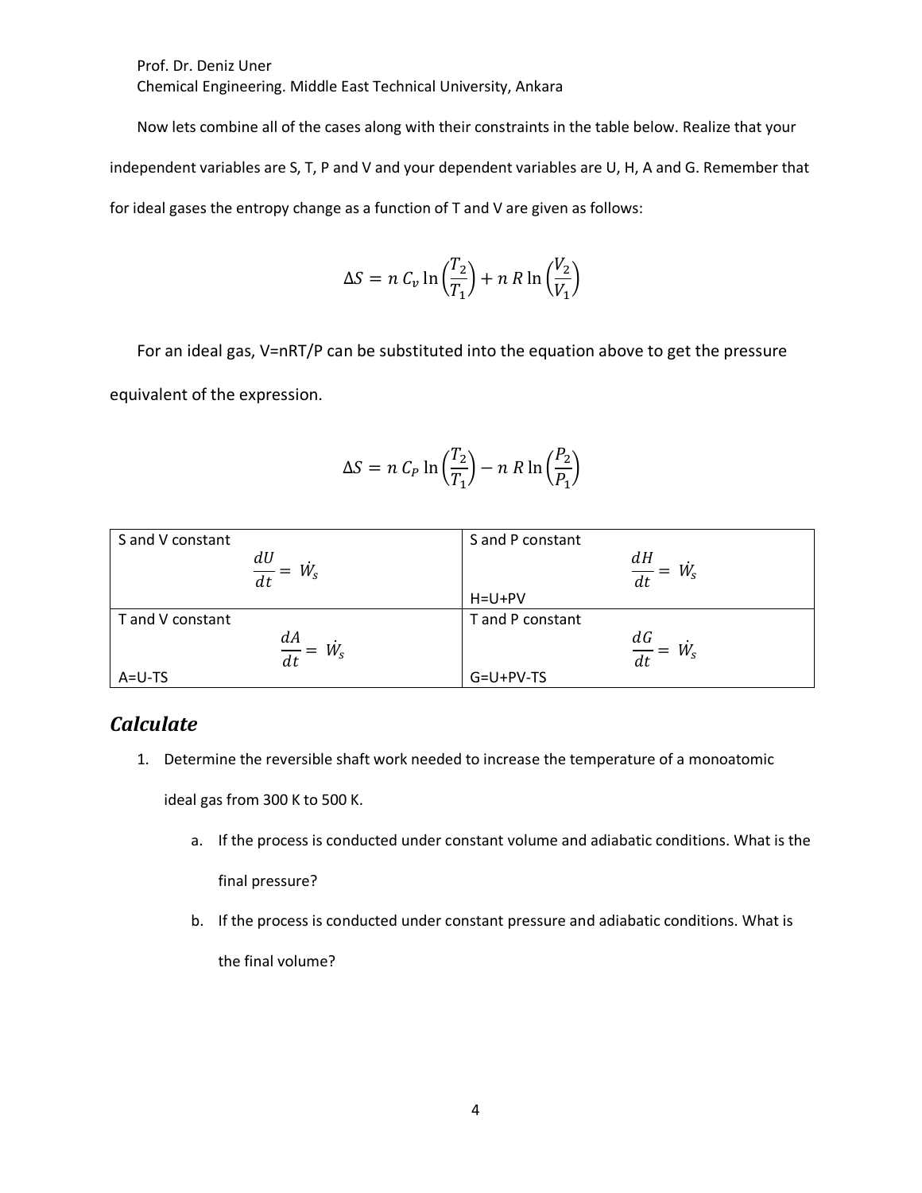Now lets combine all of the cases along with their constraints in the table below. Realize that your independent variables are S, T, P and V and your dependent variables are U, H, A and G. Remember that for ideal gases the entropy change as a function of T and V are given as follows:

$$\Delta S = n\, C_v \ln\left(\frac{T_2}{T_1}\right) + n\, R \ln\left(\frac{V_2}{V_1}\right)$$

For an ideal gas, V=nRT/P can be substituted into the equation above to get the pressure equivalent of the expression.

$$\Delta S = n\, C_P \ln\left(\frac{T_2}{T_1}\right) - n\, R \ln\left(\frac{P_2}{P_1}\right)$$

| S and V constant | S and P constant |
|---|---|
| $\frac{dU}{dt} = \dot{W}_s$ | $\frac{dH}{dt} = \dot{W}_s$ <br> H=U+PV |
| T and V constant <br> $\frac{dA}{dt} = \dot{W}_s$ <br> A=U-TS | T and P constant <br> $\frac{dG}{dt} = \dot{W}_s$ <br> G=U+PV-TS |

## *Calculate*

1. Determine the reversible shaft work needed to increase the temperature of a monoatomic ideal gas from 300 K to 500 K.
    a. If the process is conducted under constant volume and adiabatic conditions. What is the final pressure?
    b. If the process is conducted under constant pressure and adiabatic conditions. What is the final volume?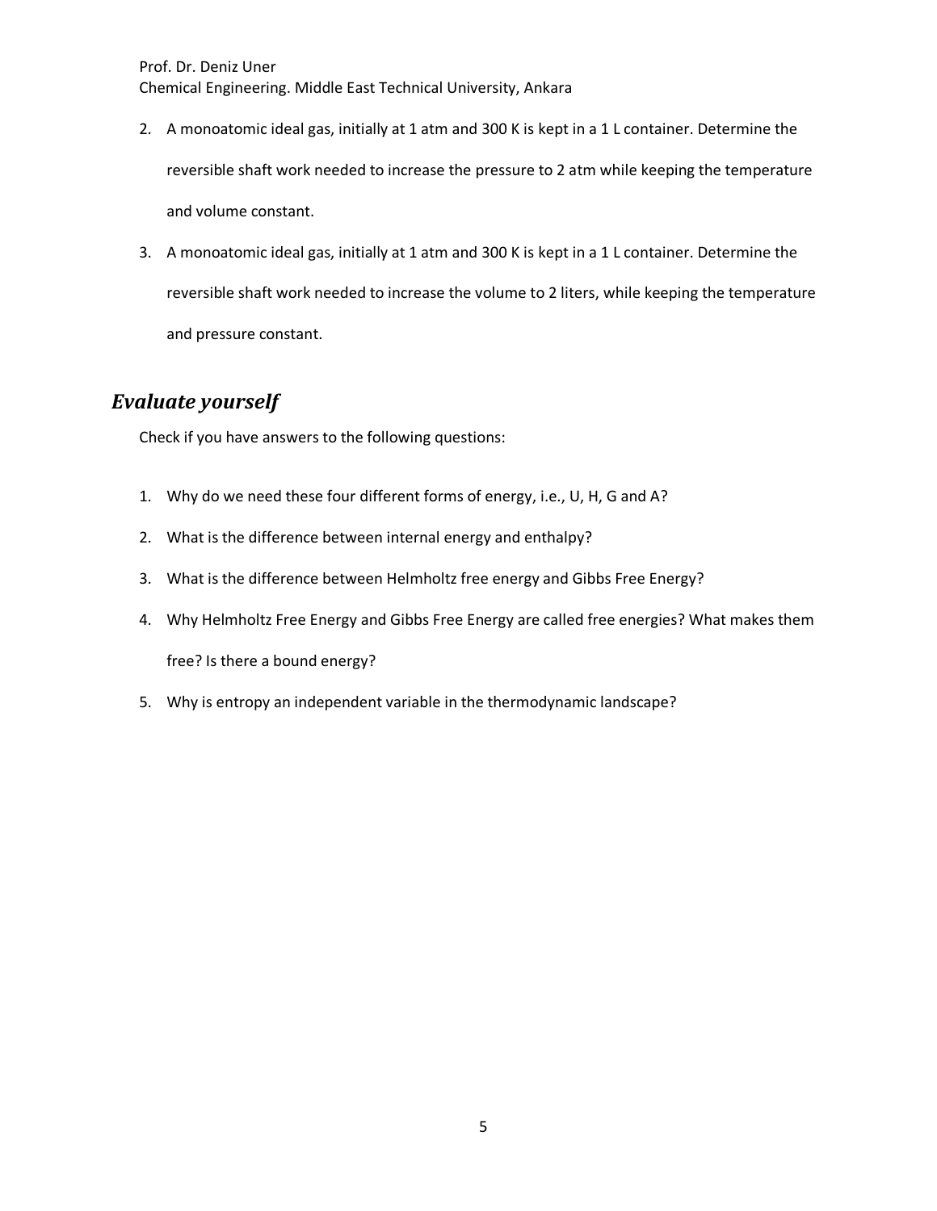2. A monoatomic ideal gas, initially at 1 atm and 300 K is kept in a 1 L container. Determine the reversible shaft work needed to increase the pressure to 2 atm while keeping the temperature and volume constant.

3. A monoatomic ideal gas, initially at 1 atm and 300 K is kept in a 1 L container. Determine the reversible shaft work needed to increase the volume to 2 liters, while keeping the temperature and pressure constant.

## *Evaluate yourself*

Check if you have answers to the following questions:

1. Why do we need these four different forms of energy, i.e., U, H, G and A?
2. What is the difference between internal energy and enthalpy?
3. What is the difference between Helmholtz free energy and Gibbs Free Energy?
4. Why Helmholtz Free Energy and Gibbs Free Energy are called free energies? What makes them free? Is there a bound energy?
5. Why is entropy an independent variable in the thermodynamic landscape?